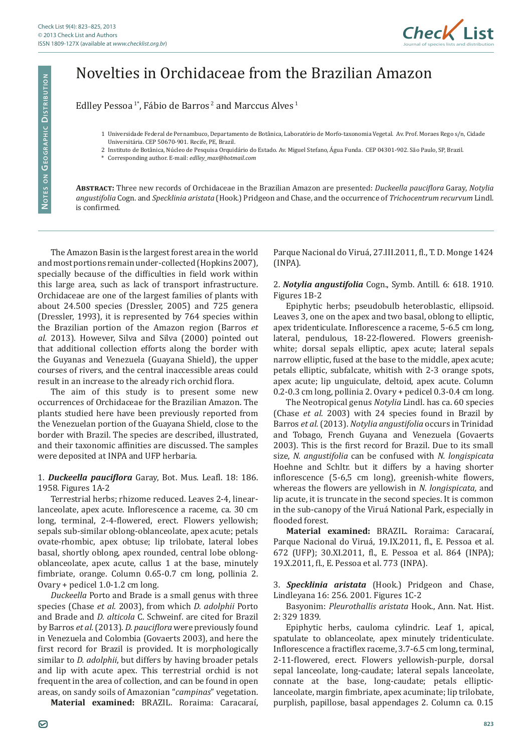# Noveltiesin Orchidaceae from the Brazilian Amazon

Edlley Pessoa[1*], Fábio de Barros[2] and Marccus Alves[1]

1 Universidade Federal de Pernambuco, Departamento de Botânica, Laboratório de Morfo-taxonomia Vegetal. Av. Prof. Moraes Rego s/n, Cidade Universitária. CEP 50670-901. Recife, PE, Brazil.

2 Instituto de Botânica, Núcleo de Pesquisa Orquidário do Estado. Av. Miguel Stefano, Água Funda. CEP 04301-902. São Paulo, SP, Brazil.

\* Corresponding author. E-mail: *edlley_max@hotmail.com*

**Abstract:** Three new records of Orchidaceae in the Brazilian Amazon are presented: *Duckeella pauciflora* Garay, *Notylia angustifolia* Cogn. and *Specklinia aristata* (Hook.) Pridgeon and Chase, and the occurrence of *Trichocentrum recurvum* Lindl. is confirmed.

The Amazon Basin is the largest forest area in the world and most portions remain under-collected (Hopkins 2007), specially because of the difficulties in field work within this large area, such as lack of transport infrastructure. Orchidaceae are one of the largest families of plants with about 24.500 species (Dressler, 2005) and 725 genera (Dressler, 1993), it is represented by 764 species within the Brazilian portion of the Amazon region (Barros *et al.* 2013). However, Silva and Silva (2000) pointed out that additional collection efforts along the border with the Guyanas and Venezuela (Guayana Shield), the upper courses of rivers, and the central inaccessible areas could result in an increase to the already rich orchid flora.

The aim of this study is to present some new occurrences of Orchidaceae for the Brazilian Amazon. The plants studied here have been previously reported from the Venezuelan portion of the Guayana Shield, close to the border with Brazil. The species are described, illustrated, and their taxonomic affinities are discussed. The samples were deposited at INPA and UFP herbaria.

1. ***Duckeella pauciflora*** Garay, Bot. Mus. Leafl. 18: 186. 1958. Figures 1A-2

Terrestrial herbs; rhizome reduced. Leaves 2-4, linear-lanceolate, apex acute. Inflorescence a raceme, ca. 30 cm long, terminal, 2-4-flowered, erect. Flowers yellowish; sepals sub-similar oblong-oblanceolate, apex acute; petals ovate-rhombic, apex obtuse; lip trilobate, lateral lobes basal, shortly oblong, apex rounded, central lobe oblong-oblanceolate, apex acute, callus 1 at the base, minutely fimbriate, orange. Column 0.65-0.7 cm long, pollinia 2. Ovary + pedicel 1.0-1.2 cm long.

*Duckeella* Porto and Brade is a small genus with three species (Chase *et al.* 2003), from which *D. adolphii* Porto and Brade and *D. alticola* C. Schweinf. are cited for Brazil by Barros *et al.* (2013). *D. pauciflora* were previously found in Venezuela and Colombia (Govaerts 2003), and here the first record for Brazil is provided. It is morphologically similar to *D. adolphii*, but differs by having broader petals and lip with acute apex. This terrestrial orchid is not frequent in the area of collection, and can be found in open areas, on sandy soils of Amazonian "*campinas*" vegetation.

**Material examined:** BRAZIL. Roraima: Caracaraí, Parque Nacional do Viruá, 27.III.2011, fl., T. D. Monge 1424 (INPA).

2. ***Notylia angustifolia*** Cogn., Symb. Antill. 6: 618. 1910. Figures 1B-2

Epiphytic herbs; pseudobulb heteroblastic, ellipsoid. Leaves 3, one on the apex and two basal, oblong to elliptic, apex tridenticulate. Inflorescence a raceme, 5-6.5 cm long, lateral, pendulous, 18-22-flowered. Flowers greenish-white; dorsal sepals elliptic, apex acute; lateral sepals narrow elliptic, fused at the base to the middle, apex acute; petals elliptic, subfalcate, whitish with 2-3 orange spots, apex acute; lip unguiculate, deltoid, apex acute. Column 0.2-0.3 cm long, pollinia 2. Ovary + pedicel 0.3-0.4 cm long.

The Neotropical genus *Notylia* Lindl. has ca. 60 species (Chase *et al.* 2003) with 24 species found in Brazil by Barros *et al.* (2013). *Notylia angustifolia* occurs in Trinidad and Tobago, French Guyana and Venezuela (Govaerts 2003). This is the first record for Brazil. Due to its small size, *N. angustifolia* can be confused with *N. longispicata* Hoehne and Schltr. but it differs by a having shorter inflorescence (5-6,5 cm long), greenish-white flowers, whereas the flowers are yellowish in *N. longispicata,* and lip acute, it is truncate in the second species. It is common in the sub-canopy of the Viruá National Park, especially in flooded forest.

**Material examined:** BRAZIL. Roraima: Caracaraí, Parque Nacional do Viruá, 19.IX.2011, fl., E. Pessoa et al. 672 (UFP); 30.XI.2011, fl., E. Pessoa et al. 864 (INPA); 19.X.2011, fl., E. Pessoa et al. 773 (INPA).

3. ***Specklinia aristata*** (Hook.) Pridgeon and Chase, Lindleyana 16: 256. 2001. Figures 1C-2

Basyonim: *Pleurothallis aristata* Hook., Ann. Nat. Hist. 2: 329 1839.

Epiphytic herbs, cauloma cylindric. Leaf 1, apical, spatulate to oblanceolate, apex minutely tridenticulate. Inflorescence a fractiflex raceme, 3.7-6.5 cm long, terminal, 2-11-flowered, erect. Flowers yellowish-purple, dorsal sepal lanceolate, long-caudate; lateral sepals lanceolate, connate at the base, long-caudate; petals elliptic-lanceolate, margin fimbriate, apex acuminate; lip trilobate, purplish, papillose, basal appendages 2. Column ca. 0.15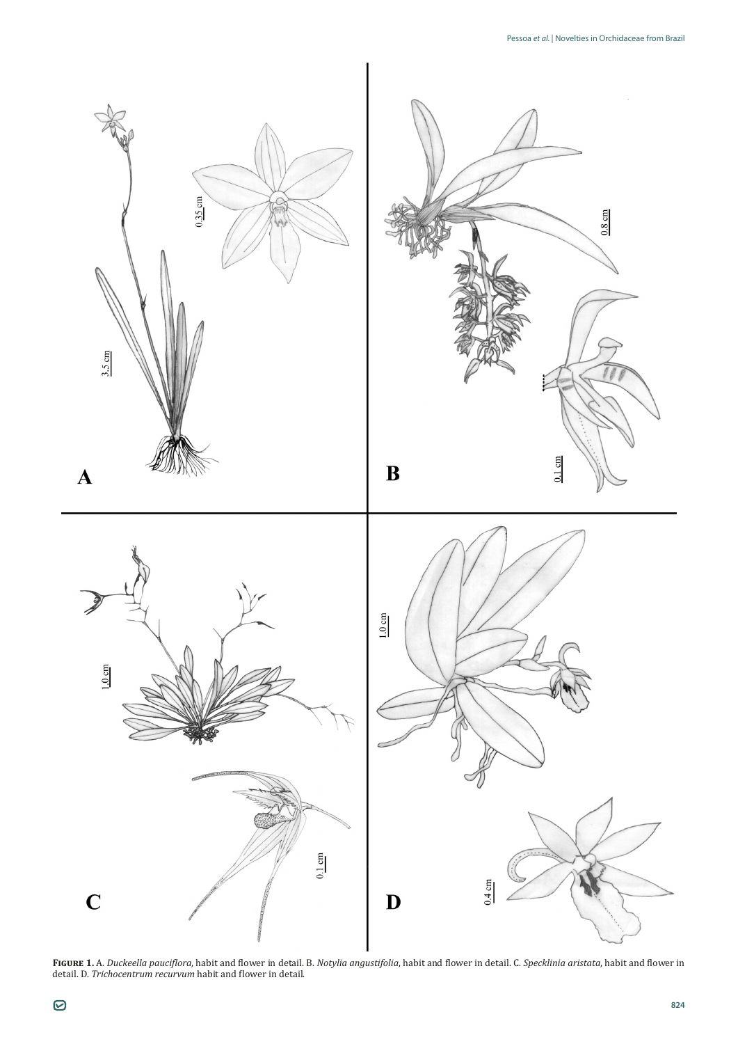**Figure 1.** A. *Duckeella pauciflora*, habit and flower in detail. B. *Notylia angustifolia*, habit and flower in detail. C. *Specklinia aristata*, habit and flower in detail. D. *Trichocentrum recurvum* habit and flower in detail.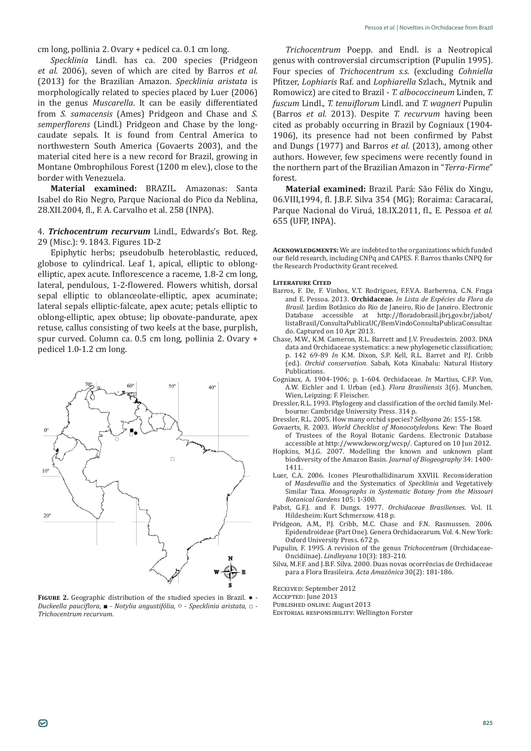cm long, pollinia 2. Ovary + pedicel ca. 0.1 cm long.

*Specklinia* Lindl. has ca. 200 species (Pridgeon *et al.* 2006), seven of which are cited by Barros *et al.* (2013) for the Brazilian Amazon. *Specklinia aristata* is morphologically related to species placed by Luer (2006) in the genus *Muscarella*. It can be easily differentiated from *S. samacensis* (Ames) Pridgeon and Chase and *S. semperflorens* (Lindl.) Pridgeon and Chase by the long-caudate sepals. It is found from Central America to northwestern South America (Govaerts 2003), and the material cited here is a new record for Brazil, growing in Montane Ombrophilous Forest (1200 m elev.), close to the border with Venezuela.

**Material examined:** BRAZIL. Amazonas: Santa Isabel do Rio Negro, Parque Nacional do Pico da Neblina, 28.XII.2004, fl., F. A. Carvalho et al. 258 (INPA).

4. ***Trichocentrum recurvum*** Lindl., Edwards's Bot. Reg. 29 (Misc.): 9. 1843. Figures 1D-2

Epiphytic herbs; pseudobulb heteroblastic, reduced, globose to cylindrical. Leaf 1, apical, elliptic to oblong-elliptic, apex acute. Inflorescence a raceme, 1.8-2 cm long, lateral, pendulous, 1-2-flowered. Flowers whitish, dorsal sepal elliptic to oblanceolate-elliptic, apex acuminate; lateral sepals elliptic-falcate, apex acute; petals elliptic to oblong-elliptic, apex obtuse; lip obovate-pandurate, apex retuse, callus consisting of two keels at the base, purplish, spur curved. Column ca. 0.5 cm long, pollinia 2. Ovary + pedicel 1.0-1.2 cm long.

70° 60° 50° 40°
0°
10°
20°
N
W E
S

**Figure 2.** Geographic distribution of the studied species in Brazil. ● - *Duckeella pauciflora*, ■ - *Notylia angustifólia*, ○ - *Specklinia aristata*, □ - *Trichocentrum recurvum*.

*Trichocentrum* Poepp. and Endl. is a Neotropical genus with controversial circumscription (Pupulin 1995). Four species of *Trichocentrum s.s.* (excluding *Cohniella* Pfitzer, *Lophiaris* Raf. and *Lophiarella* Szlach., Mytnik and Romowicz) are cited to Brazil - *T. albococcineum* Linden, *T. fuscum* Lindl., *T. tenuiflorum* Lindl. and *T. wagneri* Pupulin (Barros *et al.* 2013). Despite *T. recurvum* having been cited as probably occurring in Brazil by Cogniaux (1904-1906), its presence had not been confirmed by Pabst and Dungs (1977) and Barros *et al.* (2013), among other authors. However, few specimens were recently found in the northern part of the Brazilian Amazon in "*Terra-Firme*" forest.

**Material examined:** Brazil. Pará: São Félix do Xingu, 06.VIII,1994, fl. J.B.F. Silva 354 (MG); Roraima: Caracaraí, Parque Nacional do Viruá, 18.IX.2011, fl., E. Pessoa *et al.* 655 (UFP, INPA).

**Acknowledgments:** We are indebted to the organizations which funded our field research, including CNPq and CAPES. F. Barros thanks CNPQ for the Research Productivity Grant received.

## Literature Cited

Barros, F. De, F. Vinhos, V.T. Rodrigues, F.F.V.A. Barberena, C.N. Fraga and E. Pessoa. 2013. **Orchidaceae.** *In Lista de Espécies da Flora do Brasil*. Jardim Botânico do Rio de Janeiro, Rio de Janeiro. Electronic Database accessible at http://floradobrasil.jbrj.gov.br/jabot/listaBrasil/ConsultaPublicaUC/BemVindoConsultaPublicaConsultar.do. Captured on 10 Apr 2013.

Chase, M.W., K.M. Cameron, R.L. Barrett and J.V. Freudestein. 2003. DNA data and Orchidaceae systematics: a new phylogenetic classification; p. 142 69-89 *In* K.M. Dixon, S.P. Kell, R.L. Barret and P.J. Cribb (ed.). *Orchid conservation*. Sabah, Kota Kinabalu: Natural History Publications.

Cogniaux, A. 1904-1906; p. 1-604. Orchidaceae. *In* Martius, C.F.P. Von, A.W. Eichler and I. Urban (ed.). *Flora Brasiliensis* 3(6). Munchen, Wien, Leipzing: F. Fleischer.

Dressler, R.L. 1993. Phylogeny and classification of the orchid family. Melbourne: Cambridge University Press. 314 p.

Dressler, R.L. 2005. How many orchid species? *Selbyana* 26: 155-158.

Govaerts, R. 2003. *World Checklist of Monocotyledons*. Kew: The Board of Trustees of the Royal Botanic Gardens. Electronic Database accessible at http://www.kew.org/wcsp/. Captured on 10 Jun 2012.

Hopkins, M.J.G. 2007. Modelling the known and unknown plant biodiversity of the Amazon Basin. *Journal of Biogeography* 34: 1400-1411.

Luer, C.A. 2006. Icones Pleurothallidinarum XXVIII. Reconsideration of *Masdevallia* and the Systematics of *Specklinia* and Vegetatively Similar Taxa. *Monographs in Systematic Botany from the Missouri Botanical Gardens* 105: 1-300.

Pabst, G.F.J. and F. Dungs. 1977. *Orchidaceae Brasilienses*. Vol. II. Hildesheim: Kurt Schmersow. 418 p.

Pridgeon, A.M., P.J. Cribb, M.C. Chase and F.N. Rasmussen. 2006. Epidendroideae (Part One). Genera Orchidacearum. Vol. 4. New York: Oxford University Press. 672 p.

Pupulin, F. 1995. A revision of the genus *Trichocentrum* (Orchidaceae-Oncidiinae). *Lindleyana* 10(3): 183-210.

Silva, M.F.F. and J.B.F. Silva. 2000. Duas novas ocorrências de Orchidaceae para a Flora Brasileira. *Acta Amazônica* 30(2): 181-186.

Received: September 2012
Accepted: June 2013
Published online: August 2013
Editorial responsibility: Wellington Forster